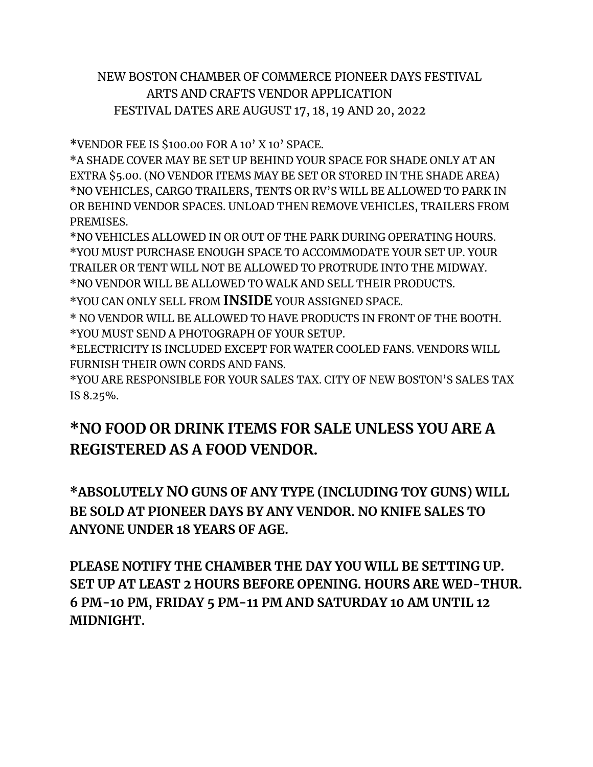NEW BOSTON CHAMBER OF COMMERCE PIONEER DAYS FESTIVAL
ARTS AND CRAFTS VENDOR APPLICATION
FESTIVAL DATES ARE AUGUST 17, 18, 19 AND 20, 2022

*VENDOR FEE IS $100.00 FOR A 10' X 10' SPACE.
*A SHADE COVER MAY BE SET UP BEHIND YOUR SPACE FOR SHADE ONLY AT AN EXTRA $5.00. (NO VENDOR ITEMS MAY BE SET OR STORED IN THE SHADE AREA)
*NO VEHICLES, CARGO TRAILERS, TENTS OR RV'S WILL BE ALLOWED TO PARK IN OR BEHIND VENDOR SPACES. UNLOAD THEN REMOVE VEHICLES, TRAILERS FROM PREMISES.
*NO VEHICLES ALLOWED IN OR OUT OF THE PARK DURING OPERATING HOURS.
*YOU MUST PURCHASE ENOUGH SPACE TO ACCOMMODATE YOUR SET UP. YOUR TRAILER OR TENT WILL NOT BE ALLOWED TO PROTRUDE INTO THE MIDWAY.
*NO VENDOR WILL BE ALLOWED TO WALK AND SELL THEIR PRODUCTS.
*YOU CAN ONLY SELL FROM **INSIDE** YOUR ASSIGNED SPACE.
* NO VENDOR WILL BE ALLOWED TO HAVE PRODUCTS IN FRONT OF THE BOOTH.
*YOU MUST SEND A PHOTOGRAPH OF YOUR SETUP.
*ELECTRICITY IS INCLUDED EXCEPT FOR WATER COOLED FANS. VENDORS WILL FURNISH THEIR OWN CORDS AND FANS.
*YOU ARE RESPONSIBLE FOR YOUR SALES TAX. CITY OF NEW BOSTON'S SALES TAX IS 8.25%.

## *NO FOOD OR DRINK ITEMS FOR SALE UNLESS YOU ARE A REGISTERED AS A FOOD VENDOR.

**\*ABSOLUTELY NO GUNS OF ANY TYPE (INCLUDING TOY GUNS) WILL BE SOLD AT PIONEER DAYS BY ANY VENDOR. NO KNIFE SALES TO ANYONE UNDER 18 YEARS OF AGE.**

**PLEASE NOTIFY THE CHAMBER THE DAY YOU WILL BE SETTING UP. SET UP AT LEAST 2 HOURS BEFORE OPENING. HOURS ARE WED-THUR. 6 PM-10 PM, FRIDAY 5 PM-11 PM AND SATURDAY 10 AM UNTIL 12 MIDNIGHT.**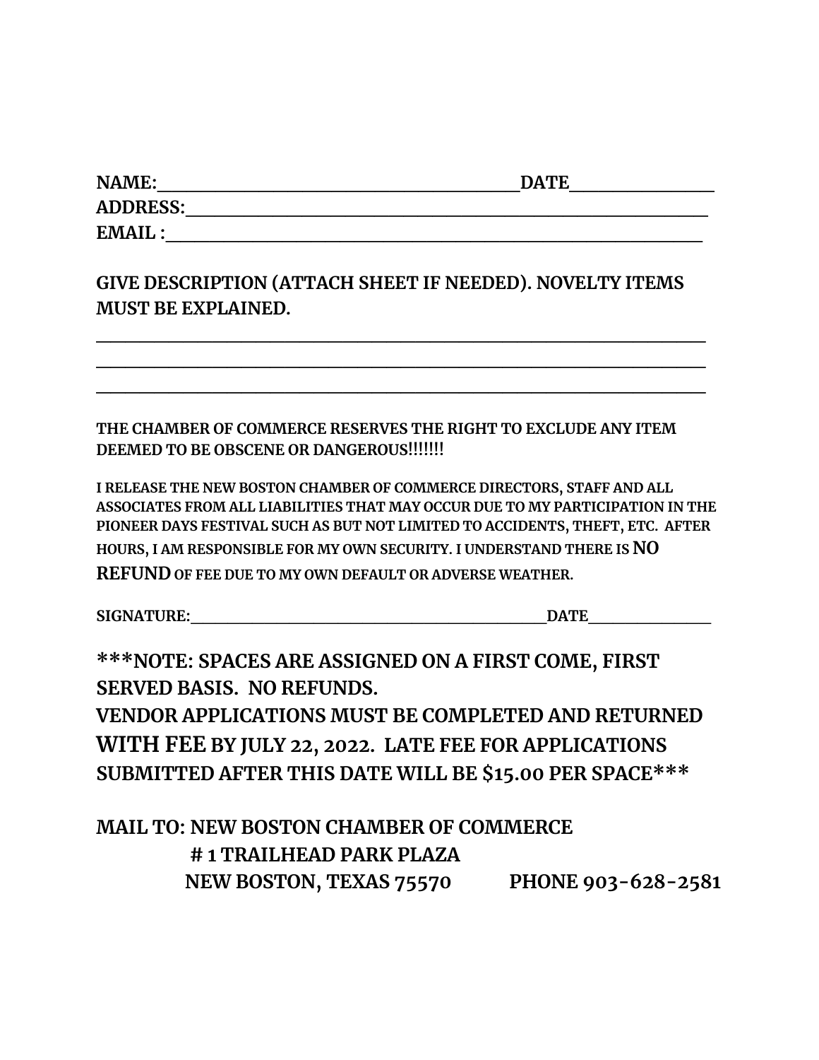**NAME:_______________________________________DATE_______________**
**ADDRESS:_________________________________________________________**
**EMAIL :__________________________________________________________**

**GIVE DESCRIPTION (ATTACH SHEET IF NEEDED). NOVELTY ITEMS MUST BE EXPLAINED.**

__________________________________________________________________
__________________________________________________________________
__________________________________________________________________

**THE CHAMBER OF COMMERCE RESERVES THE RIGHT TO EXCLUDE ANY ITEM DEEMED TO BE OBSCENE OR DANGEROUS!!!!!!!**

**I RELEASE THE NEW BOSTON CHAMBER OF COMMERCE DIRECTORS, STAFF AND ALL ASSOCIATES FROM ALL LIABILITIES THAT MAY OCCUR DUE TO MY PARTICIPATION IN THE PIONEER DAYS FESTIVAL SUCH AS BUT NOT LIMITED TO ACCIDENTS, THEFT, ETC. AFTER HOURS, I AM RESPONSIBLE FOR MY OWN SECURITY. I UNDERSTAND THERE IS NO REFUND OF FEE DUE TO MY OWN DEFAULT OR ADVERSE WEATHER.**

**SIGNATURE:____________________________________________DATE_______________**

**\*\*\*NOTE: SPACES ARE ASSIGNED ON A FIRST COME, FIRST SERVED BASIS. NO REFUNDS.**
**VENDOR APPLICATIONS MUST BE COMPLETED AND RETURNED WITH FEE BY JULY 22, 2022. LATE FEE FOR APPLICATIONS SUBMITTED AFTER THIS DATE WILL BE $15.00 PER SPACE\*\*\***

**MAIL TO: NEW BOSTON CHAMBER OF COMMERCE**
**# 1 TRAILHEAD PARK PLAZA**
**NEW BOSTON, TEXAS 75570 PHONE 903-628-2581**